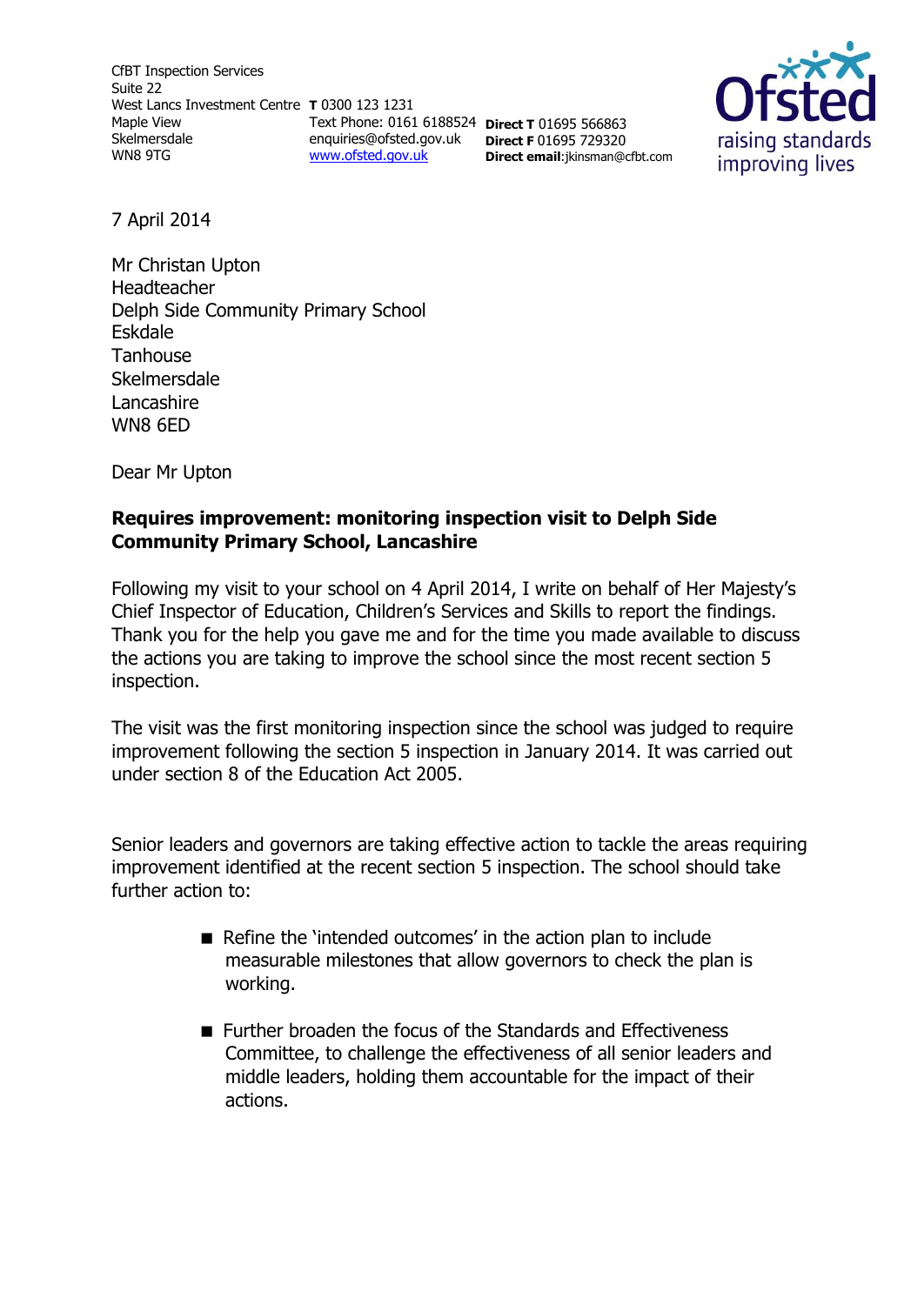CfBT Inspection Services
Suite 22
West Lancs Investment Centre
Maple View
Skelmersdale
WN8 9TG

**T** 0300 123 1231
Text Phone: 0161 6188524
enquiries@ofsted.gov.uk
www.ofsted.gov.uk

**Direct T** 01695 566863
**Direct F** 01695 729320
**Direct email**:jkinsman@cfbt.com

Ofsted
raising standards
improving lives

7 April 2014

Mr Christan Upton
Headteacher
Delph Side Community Primary School
Eskdale
Tanhouse
Skelmersdale
Lancashire
WN8 6ED

Dear Mr Upton

**Requires improvement: monitoring inspection visit to Delph Side Community Primary School, Lancashire**

Following my visit to your school on 4 April 2014, I write on behalf of Her Majesty's Chief Inspector of Education, Children's Services and Skills to report the findings. Thank you for the help you gave me and for the time you made available to discuss the actions you are taking to improve the school since the most recent section 5 inspection.

The visit was the first monitoring inspection since the school was judged to require improvement following the section 5 inspection in January 2014. It was carried out under section 8 of the Education Act 2005.

Senior leaders and governors are taking effective action to tackle the areas requiring improvement identified at the recent section 5 inspection. The school should take further action to:

- Refine the 'intended outcomes' in the action plan to include measurable milestones that allow governors to check the plan is working.
- Further broaden the focus of the Standards and Effectiveness Committee, to challenge the effectiveness of all senior leaders and middle leaders, holding them accountable for the impact of their actions.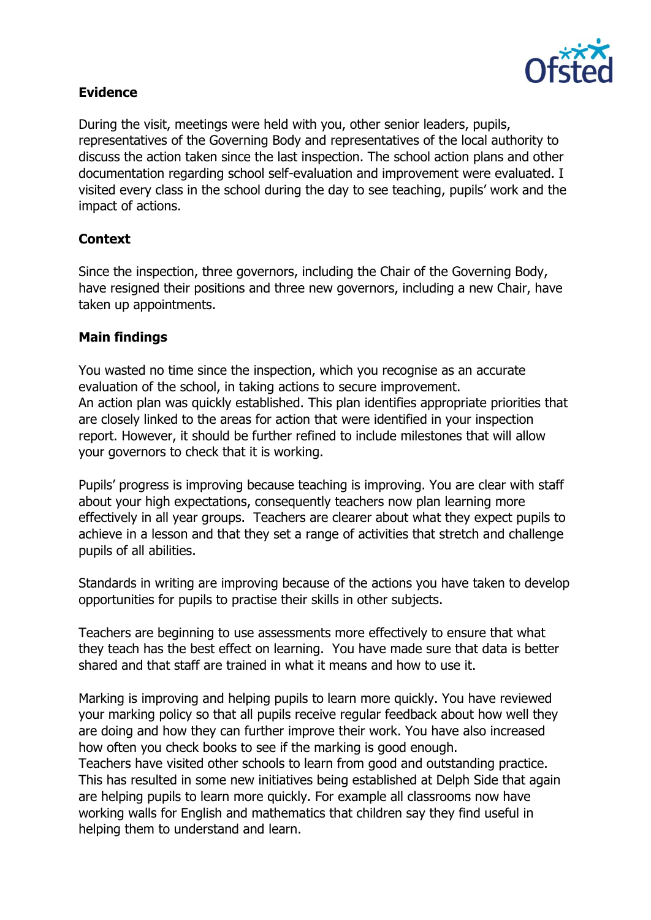**Evidence**

During the visit, meetings were held with you, other senior leaders, pupils, representatives of the Governing Body and representatives of the local authority to discuss the action taken since the last inspection. The school action plans and other documentation regarding school self-evaluation and improvement were evaluated. I visited every class in the school during the day to see teaching, pupils' work and the impact of actions.

**Context**

Since the inspection, three governors, including the Chair of the Governing Body, have resigned their positions and three new governors, including a new Chair, have taken up appointments.

**Main findings**

You wasted no time since the inspection, which you recognise as an accurate evaluation of the school, in taking actions to secure improvement.
An action plan was quickly established. This plan identifies appropriate priorities that are closely linked to the areas for action that were identified in your inspection report. However, it should be further refined to include milestones that will allow your governors to check that it is working.

Pupils' progress is improving because teaching is improving. You are clear with staff about your high expectations, consequently teachers now plan learning more effectively in all year groups. Teachers are clearer about what they expect pupils to achieve in a lesson and that they set a range of activities that stretch and challenge pupils of all abilities.

Standards in writing are improving because of the actions you have taken to develop opportunities for pupils to practise their skills in other subjects.

Teachers are beginning to use assessments more effectively to ensure that what they teach has the best effect on learning. You have made sure that data is better shared and that staff are trained in what it means and how to use it.

Marking is improving and helping pupils to learn more quickly. You have reviewed your marking policy so that all pupils receive regular feedback about how well they are doing and how they can further improve their work. You have also increased how often you check books to see if the marking is good enough.
Teachers have visited other schools to learn from good and outstanding practice. This has resulted in some new initiatives being established at Delph Side that again are helping pupils to learn more quickly. For example all classrooms now have working walls for English and mathematics that children say they find useful in helping them to understand and learn.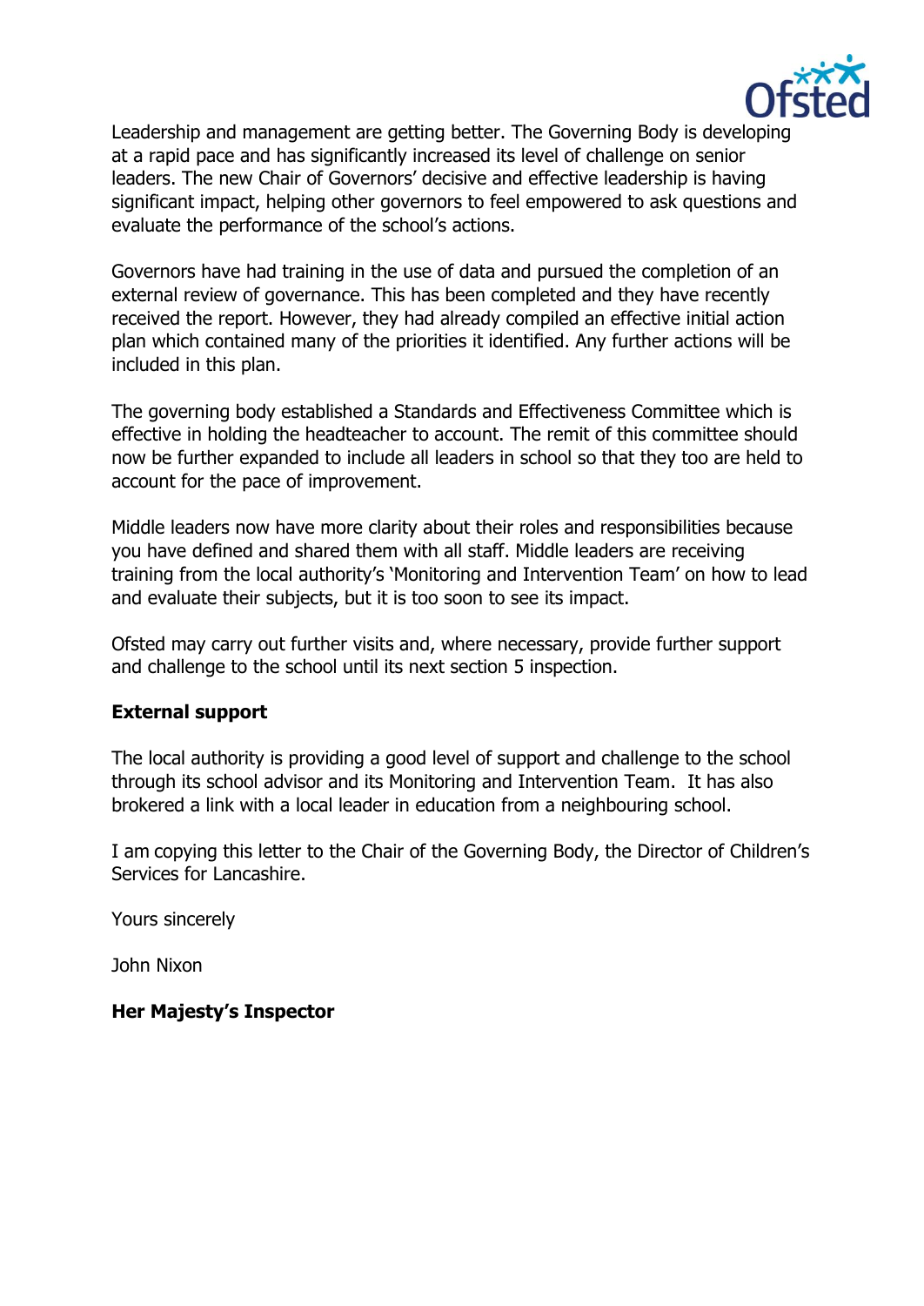Leadership and management are getting better. The Governing Body is developing at a rapid pace and has significantly increased its level of challenge on senior leaders. The new Chair of Governors' decisive and effective leadership is having significant impact, helping other governors to feel empowered to ask questions and evaluate the performance of the school's actions.

Governors have had training in the use of data and pursued the completion of an external review of governance. This has been completed and they have recently received the report. However, they had already compiled an effective initial action plan which contained many of the priorities it identified. Any further actions will be included in this plan.

The governing body established a Standards and Effectiveness Committee which is effective in holding the headteacher to account. The remit of this committee should now be further expanded to include all leaders in school so that they too are held to account for the pace of improvement.

Middle leaders now have more clarity about their roles and responsibilities because you have defined and shared them with all staff. Middle leaders are receiving training from the local authority's 'Monitoring and Intervention Team' on how to lead and evaluate their subjects, but it is too soon to see its impact.

Ofsted may carry out further visits and, where necessary, provide further support and challenge to the school until its next section 5 inspection.

**External support**

The local authority is providing a good level of support and challenge to the school through its school advisor and its Monitoring and Intervention Team. It has also brokered a link with a local leader in education from a neighbouring school.

I am copying this letter to the Chair of the Governing Body, the Director of Children's Services for Lancashire.

Yours sincerely

John Nixon

**Her Majesty's Inspector**